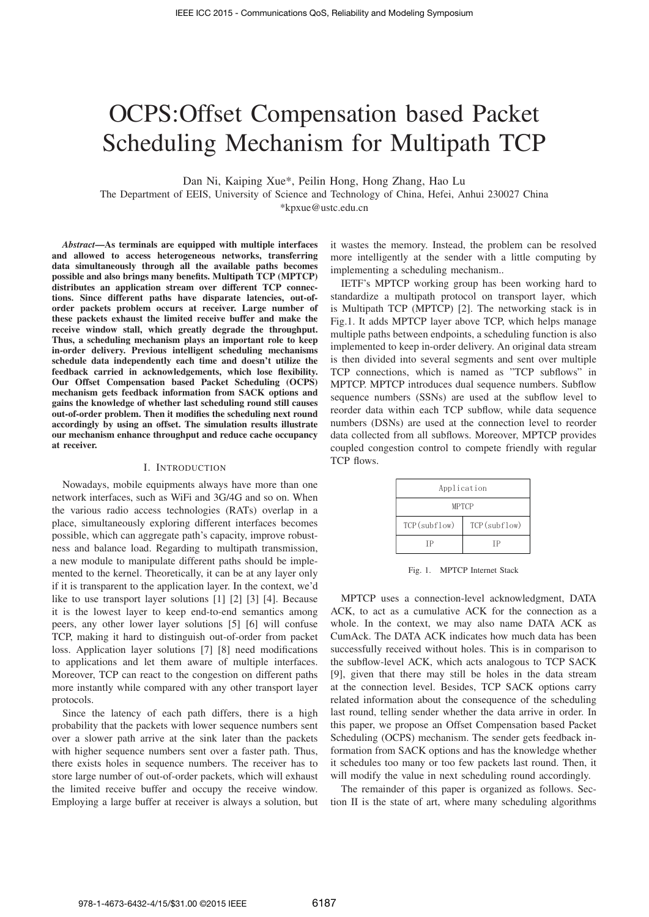# OCPS:Offset Compensation based Packet Scheduling Mechanism for Multipath TCP

Dan Ni, Kaiping Xue*, Peilin Hong, Hong Zhang, Hao Lu

The Department of EEIS, University of Science and Technology of China, Hefei, Anhui 230027 China

*kpxue@ustc.edu.cn

***Abstract*—As terminals are equipped with multiple interfaces and allowed to access heterogeneous networks, transferring data simultaneously through all the available paths becomes possible and also brings many benefits. Multipath TCP (MPTCP) distributes an application stream over different TCP connections. Since different paths have disparate latencies, out-of-order packets problem occurs at receiver. Large number of these packets exhaust the limited receive buffer and make the receive window stall, which greatly degrade the throughput. Thus, a scheduling mechanism plays an important role to keep in-order delivery. Previous intelligent scheduling mechanisms schedule data independently each time and doesn't utilize the feedback carried in acknowledgements, which lose flexibility. Our Offset Compensation based Packet Scheduling (OCPS) mechanism gets feedback information from SACK options and gains the knowledge of whether last scheduling round still causes out-of-order problem. Then it modifies the scheduling next round accordingly by using an offset. The simulation results illustrate our mechanism enhance throughput and reduce cache occupancy at receiver.**

## I. Introduction

Nowadays, mobile equipments always have more than one network interfaces, such as WiFi and 3G/4G and so on. When the various radio access technologies (RATs) overlap in a place, simultaneously exploring different interfaces becomes possible, which can aggregate path's capacity, improve robustness and balance load. Regarding to multipath transmission, a new module to manipulate different paths should be implemented to the kernel. Theoretically, it can be at any layer only if it is transparent to the application layer. In the context, we'd like to use transport layer solutions [1] [2] [3] [4]. Because it is the lowest layer to keep end-to-end semantics among peers, any other lower layer solutions [5] [6] will confuse TCP, making it hard to distinguish out-of-order from packet loss. Application layer solutions [7] [8] need modifications to applications and let them aware of multiple interfaces. Moreover, TCP can react to the congestion on different paths more instantly while compared with any other transport layer protocols.

Since the latency of each path differs, there is a high probability that the packets with lower sequence numbers sent over a slower path arrive at the sink later than the packets with higher sequence numbers sent over a faster path. Thus, there exists holes in sequence numbers. The receiver has to store large number of out-of-order packets, which will exhaust the limited receive buffer and occupy the receive window. Employing a large buffer at receiver is always a solution, but it wastes the memory. Instead, the problem can be resolved more intelligently at the sender with a little computing by implementing a scheduling mechanism..

IETF's MPTCP working group has been working hard to standardize a multipath protocol on transport layer, which is Multipath TCP (MPTCP) [2]. The networking stack is in Fig.1. It adds MPTCP layer above TCP, which helps manage multiple paths between endpoints, a scheduling function is also implemented to keep in-order delivery. An original data stream is then divided into several segments and sent over multiple TCP connections, which is named as "TCP subflows" in MPTCP. MPTCP introduces dual sequence numbers. Subflow sequence numbers (SSNs) are used at the subflow level to reorder data within each TCP subflow, while data sequence numbers (DSNs) are used at the connection level to reorder data collected from all subflows. Moreover, MPTCP provides coupled congestion control to compete friendly with regular TCP flows.

| | |
|---|---|
| Application | |
| MPTCP | |
| TCP(subflow) | TCP(subflow) |
| IP | IP |

Fig. 1. MPTCP Internet Stack

MPTCP uses a connection-level acknowledgment, DATA ACK, to act as a cumulative ACK for the connection as a whole. In the context, we may also name DATA ACK as CumAck. The DATA ACK indicates how much data has been successfully received without holes. This is in comparison to the subflow-level ACK, which acts analogous to TCP SACK [9], given that there may still be holes in the data stream at the connection level. Besides, TCP SACK options carry related information about the consequence of the scheduling last round, telling sender whether the data arrive in order. In this paper, we propose an Offset Compensation based Packet Scheduling (OCPS) mechanism. The sender gets feedback information from SACK options and has the knowledge whether it schedules too many or too few packets last round. Then, it will modify the value in next scheduling round accordingly.

The remainder of this paper is organized as follows. Section II is the state of art, where many scheduling algorithms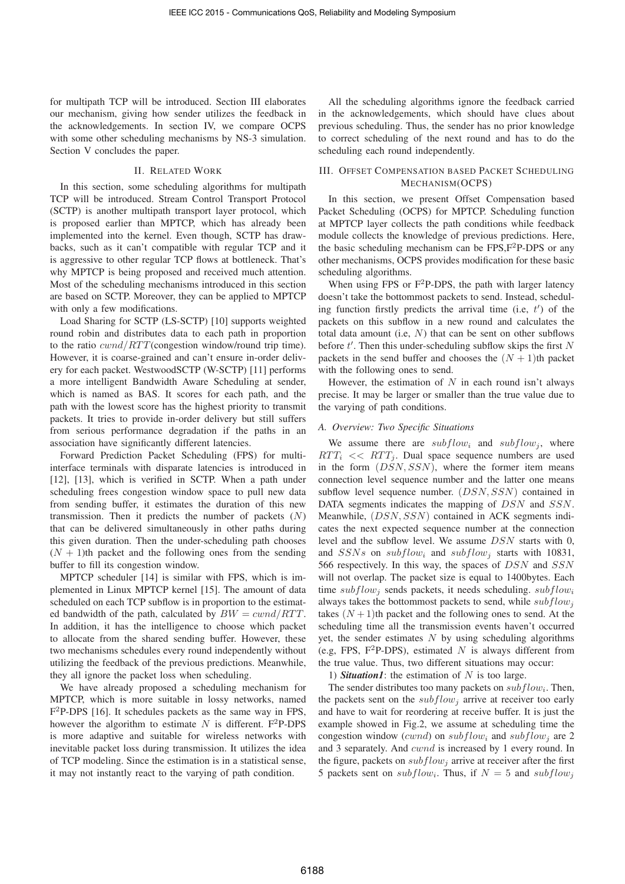for multipath TCP will be introduced. Section III elaborates our mechanism, giving how sender utilizes the feedback in the acknowledgements. In section IV, we compare OCPS with some other scheduling mechanisms by NS-3 simulation. Section V concludes the paper.

## II. Related Work

In this section, some scheduling algorithms for multipath TCP will be introduced. Stream Control Transport Protocol (SCTP) is another multipath transport layer protocol, which is proposed earlier than MPTCP, which has already been implemented into the kernel. Even though, SCTP has drawbacks, such as it can't compatible with regular TCP and it is aggressive to other regular TCP flows at bottleneck. That's why MPTCP is being proposed and received much attention. Most of the scheduling mechanisms introduced in this section are based on SCTP. Moreover, they can be applied to MPTCP with only a few modifications.

Load Sharing for SCTP (LS-SCTP) [10] supports weighted round robin and distributes data to each path in proportion to the ratio $cwnd/RTT$(congestion window/round trip time). However, it is coarse-grained and can't ensure in-order delivery for each packet. WestwoodSCTP (W-SCTP) [11] performs a more intelligent Bandwidth Aware Scheduling at sender, which is named as BAS. It scores for each path, and the path with the lowest score has the highest priority to transmit packets. It tries to provide in-order delivery but still suffers from serious performance degradation if the paths in an association have significantly different latencies.

Forward Prediction Packet Scheduling (FPS) for multi-interface terminals with disparate latencies is introduced in [12], [13], which is verified in SCTP. When a path under scheduling frees congestion window space to pull new data from sending buffer, it estimates the duration of this new transmission. Then it predicts the number of packets ($N$) that can be delivered simultaneously in other paths during this given duration. Then the under-scheduling path chooses $(N+1)$th packet and the following ones from the sending buffer to fill its congestion window.

MPTCP scheduler [14] is similar with FPS, which is implemented in Linux MPTCP kernel [15]. The amount of data scheduled on each TCP subflow is in proportion to the estimated bandwidth of the path, calculated by $BW = cwnd/RTT$. In addition, it has the intelligence to choose which packet to allocate from the shared sending buffer. However, these two mechanisms schedules every round independently without utilizing the feedback of the previous predictions. Meanwhile, they all ignore the packet loss when scheduling.

We have already proposed a scheduling mechanism for MPTCP, which is more suitable in lossy networks, named $F^2$P-DPS [16]. It schedules packets as the same way in FPS, however the algorithm to estimate $N$ is different. $F^2$P-DPS is more adaptive and suitable for wireless networks with inevitable packet loss during transmission. It utilizes the idea of TCP modeling. Since the estimation is in a statistical sense, it may not instantly react to the varying of path condition.

All the scheduling algorithms ignore the feedback carried in the acknowledgements, which should have clues about previous scheduling. Thus, the sender has no prior knowledge to correct scheduling of the next round and has to do the scheduling each round independently.

## III. Offset Compensation based Packet Scheduling Mechanism(OCPS)

In this section, we present Offset Compensation based Packet Scheduling (OCPS) for MPTCP. Scheduling function at MPTCP layer collects the path conditions while feedback module collects the knowledge of previous predictions. Here, the basic scheduling mechanism can be FPS,$F^2$P-DPS or any other mechanisms, OCPS provides modification for these basic scheduling algorithms.

When using FPS or $F^2$P-DPS, the path with larger latency doesn't take the bottommost packets to send. Instead, scheduling function firstly predicts the arrival time (i.e, $t'$) of the packets on this subflow in a new round and calculates the total data amount (i.e, $N$) that can be sent on other subflows before $t'$. Then this under-scheduling subflow skips the first $N$ packets in the send buffer and chooses the $(N+1)$th packet with the following ones to send.

However, the estimation of $N$ in each round isn't always precise. It may be larger or smaller than the true value due to the varying of path conditions.

### A. Overview: Two Specific Situations

We assume there are $subflow_i$ and $subflow_j$, where $RTT_i << RTT_j$. Dual space sequence numbers are used in the form $(DSN, SSN)$, where the former item means connection level sequence number and the latter one means subflow level sequence number. $(DSN, SSN)$ contained in DATA segments indicates the mapping of $DSN$ and $SSN$. Meanwhile, $(DSN, SSN)$ contained in ACK segments indicates the next expected sequence number at the connection level and the subflow level. We assume $DSN$ starts with 0, and $SSNs$ on $subflow_i$ and $subflow_j$ starts with 10831, 566 respectively. In this way, the spaces of $DSN$ and $SSN$ will not overlap. The packet size is equal to 1400bytes. Each time $subflow_j$ sends packets, it needs scheduling. $subflow_i$ always takes the bottommost packets to send, while $subflow_j$ takes $(N+1)$th packet and the following ones to send. At the scheduling time all the transmission events haven't occurred yet, the sender estimates $N$ by using scheduling algorithms (e.g, FPS, $F^2$P-DPS), estimated $N$ is always different from the true value. Thus, two different situations may occur:

1) ***Situation1***: the estimation of $N$ is too large.

The sender distributes too many packets on $subflow_i$. Then, the packets sent on the $subflow_j$ arrive at receiver too early and have to wait for reordering at receive buffer. It is just the example showed in Fig.2, we assume at scheduling time the congestion window ($cwnd$) on $subflow_i$ and $subflow_j$ are 2 and 3 separately. And $cwnd$ is increased by 1 every round. In the figure, packets on $subflow_j$ arrive at receiver after the first 5 packets sent on $subflow_i$. Thus, if $N = 5$ and $subflow_j$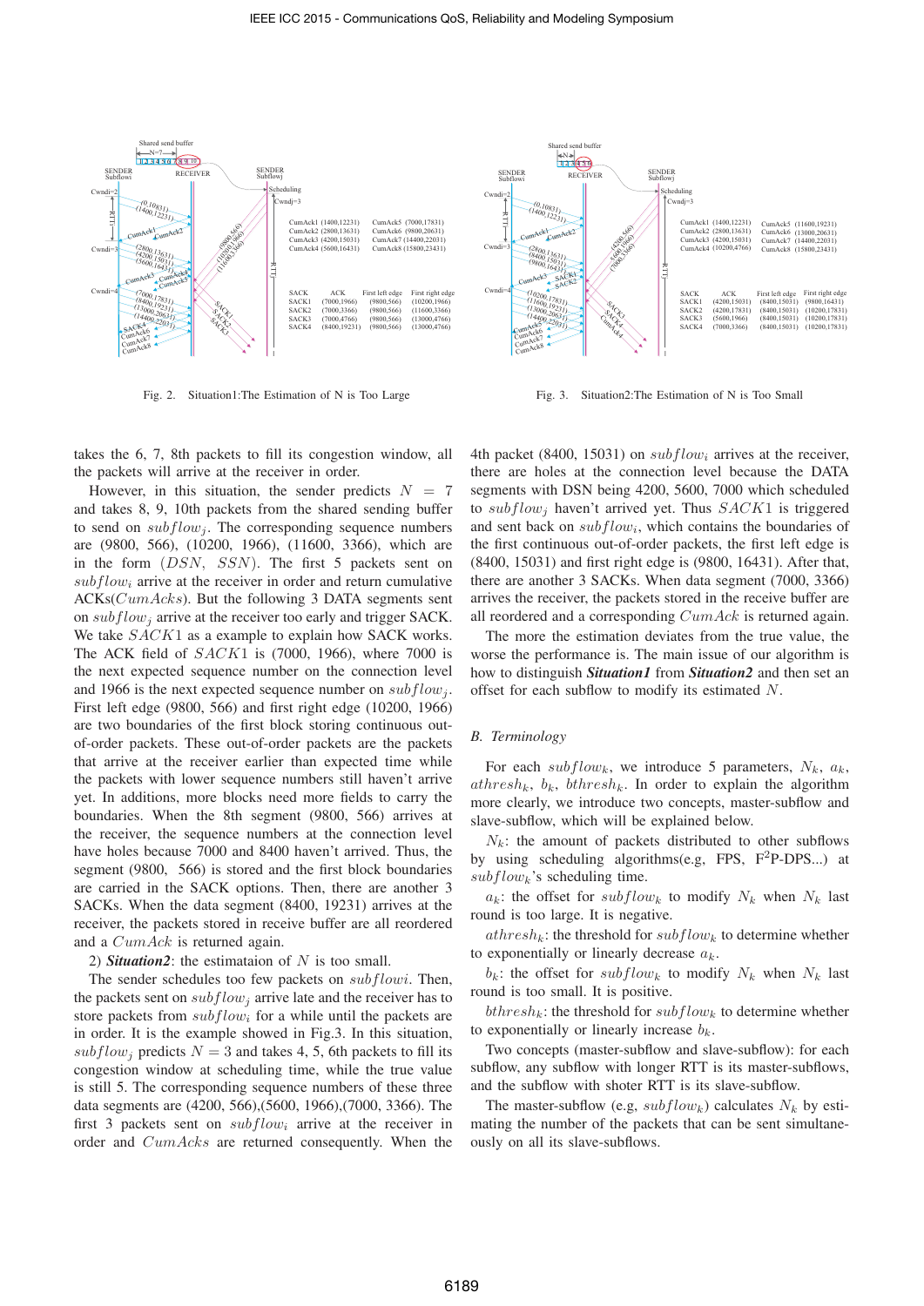Fig. 2. Situation1:The Estimation of N is Too Large

Fig. 3. Situation2:The Estimation of N is Too Small

takes the 6, 7, 8th packets to fill its congestion window, all the packets will arrive at the receiver in order.

However, in this situation, the sender predicts $N = 7$ and takes 8, 9, 10th packets from the shared sending buffer to send on $subflow_j$. The corresponding sequence numbers are (9800, 566), (10200, 1966), (11600, 3366), which are in the form $(DSN, SSN)$. The first 5 packets sent on $subflow_i$ arrive at the receiver in order and return cumulative ACKs($CumAcks$). But the following 3 DATA segments sent on $subflow_j$ arrive at the receiver too early and trigger SACK. We take $SACK1$ as a example to explain how SACK works. The ACK field of $SACK1$ is (7000, 1966), where 7000 is the next expected sequence number on the connection level and 1966 is the next expected sequence number on $subflow_j$. First left edge (9800, 566) and first right edge (10200, 1966) are two boundaries of the first block storing continuous out-of-order packets. These out-of-order packets are the packets that arrive at the receiver earlier than expected time while the packets with lower sequence numbers still haven't arrive yet. In additions, more blocks need more fields to carry the boundaries. When the 8th segment (9800, 566) arrives at the receiver, the sequence numbers at the connection level have holes because 7000 and 8400 haven't arrived. Thus, the segment (9800, 566) is stored and the first block boundaries are carried in the SACK options. Then, there are another 3 SACKs. When the data segment (8400, 19231) arrives at the receiver, the packets stored in receive buffer are all reordered and a $CumAck$ is returned again.

2) ***Situation2***: the estimataion of $N$ is too small.

The sender schedules too few packets on $subflowi$. Then, the packets sent on $subflow_j$ arrive late and the receiver has to store packets from $subflow_i$ for a while until the packets are in order. It is the example showed in Fig.3. In this situation, $subflow_j$ predicts $N = 3$ and takes 4, 5, 6th packets to fill its congestion window at scheduling time, while the true value is still 5. The corresponding sequence numbers of these three data segments are (4200, 566),(5600, 1966),(7000, 3366). The first 3 packets sent on $subflow_i$ arrive at the receiver in order and $CumAcks$ are returned consequently. When the 4th packet (8400, 15031) on $subflow_i$ arrives at the receiver, there are holes at the connection level because the DATA segments with DSN being 4200, 5600, 7000 which scheduled to $subflow_j$ haven't arrived yet. Thus $SACK1$ is triggered and sent back on $subflow_i$, which contains the boundaries of the first continuous out-of-order packets, the first left edge is (8400, 15031) and first right edge is (9800, 16431). After that, there are another 3 SACKs. When data segment (7000, 3366) arrives the receiver, the packets stored in the receive buffer are all reordered and a corresponding $CumAck$ is returned again.

The more the estimation deviates from the true value, the worse the performance is. The main issue of our algorithm is how to distinguish ***Situation1*** from ***Situation2*** and then set an offset for each subflow to modify its estimated $N$.

### B. Terminology

For each $subflow_k$, we introduce 5 parameters, $N_k$, $a_k$, $athresh_k$, $b_k$, $bthresh_k$. In order to explain the algorithm more clearly, we introduce two concepts, master-subflow and slave-subflow, which will be explained below.

$N_k$: the amount of packets distributed to other subflows by using scheduling algorithms(e.g, FPS, F$^2$P-DPS...) at $subflow_k$'s scheduling time.

$a_k$: the offset for $subflow_k$ to modify $N_k$ when $N_k$ last round is too large. It is negative.

$athresh_k$: the threshold for $subflow_k$ to determine whether to exponentially or linearly decrease $a_k$.

$b_k$: the offset for $subflow_k$ to modify $N_k$ when $N_k$ last round is too small. It is positive.

$bthresh_k$: the threshold for $subflow_k$ to determine whether to exponentially or linearly increase $b_k$.

Two concepts (master-subflow and slave-subflow): for each subflow, any subflow with longer RTT is its master-subflows, and the subflow with shoter RTT is its slave-subflow.

The master-subflow (e.g, $subflow_k$) calculates $N_k$ by estimating the number of the packets that can be sent simultaneously on all its slave-subflows.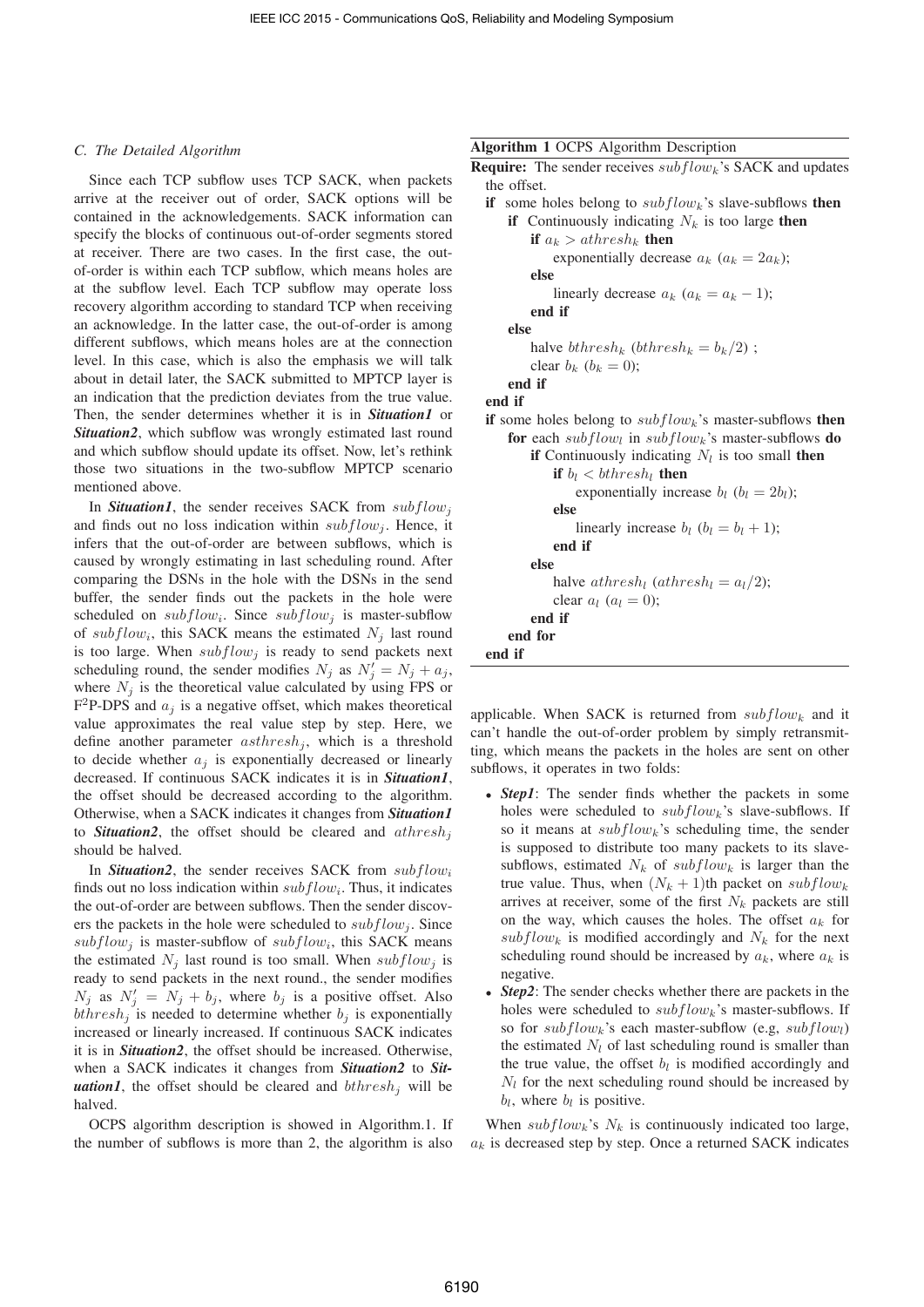### C. The Detailed Algorithm

Since each TCP subflow uses TCP SACK, when packets arrive at the receiver out of order, SACK options will be contained in the acknowledgements. SACK information can specify the blocks of continuous out-of-order segments stored at receiver. There are two cases. In the first case, the out-of-order is within each TCP subflow, which means holes are at the subflow level. Each TCP subflow may operate loss recovery algorithm according to standard TCP when receiving an acknowledge. In the latter case, the out-of-order is among different subflows, which means holes are at the connection level. In this case, which is also the emphasis we will talk about in detail later, the SACK submitted to MPTCP layer is an indication that the prediction deviates from the true value. Then, the sender determines whether it is in ***Situation1*** or ***Situation2***, which subflow was wrongly estimated last round and which subflow should update its offset. Now, let's rethink those two situations in the two-subflow MPTCP scenario mentioned above.

In ***Situation1***, the sender receives SACK from $subflow_j$ and finds out no loss indication within $subflow_j$. Hence, it infers that the out-of-order are between subflows, which is caused by wrongly estimating in last scheduling round. After comparing the DSNs in the hole with the DSNs in the send buffer, the sender finds out the packets in the hole were scheduled on $subflow_i$. Since $subflow_j$ is master-subflow of $subflow_i$, this SACK means the estimated $N_j$ last round is too large. When $subflow_j$ is ready to send packets next scheduling round, the sender modifies $N_j$ as $N_j' = N_j + a_j$, where $N_j$ is the theoretical value calculated by using FPS or F$^2$P-DPS and $a_j$ is a negative offset, which makes theoretical value approximates the real value step by step. Here, we define another parameter $asthresh_j$, which is a threshold to decide whether $a_j$ is exponentially decreased or linearly decreased. If continuous SACK indicates it is in ***Situation1***, the offset should be decreased according to the algorithm. Otherwise, when a SACK indicates it changes from ***Situation1*** to ***Situation2***, the offset should be cleared and $athresh_j$ should be halved.

In ***Situation2***, the sender receives SACK from $subflow_i$ finds out no loss indication within $subflow_i$. Thus, it indicates the out-of-order are between subflows. Then the sender discovers the packets in the hole were scheduled to $subflow_j$. Since $subflow_j$ is master-subflow of $subflow_i$, this SACK means the estimated $N_j$ last round is too small. When $subflow_j$ is ready to send packets in the next round., the sender modifies $N_j$ as $N_j' = N_j + b_j$, where $b_j$ is a positive offset. Also $bthresh_j$ is needed to determine whether $b_j$ is exponentially increased or linearly increased. If continuous SACK indicates it is in ***Situation2***, the offset should be increased. Otherwise, when a SACK indicates it changes from ***Situation2*** to ***Situation1***, the offset should be cleared and $bthresh_j$ will be halved.

OCPS algorithm description is showed in Algorithm.1. If the number of subflows is more than 2, the algorithm is also applicable. When SACK is returned from $subflow_k$ and it can't handle the out-of-order problem by simply retransmitting, which means the packets in the holes are sent on other subflows, it operates in two folds:

- ***Step1***: The sender finds whether the packets in some holes were scheduled to $subflow_k$'s slave-subflows. If so it means at $subflow_k$'s scheduling time, the sender is supposed to distribute too many packets to its slave-subflows, estimated $N_k$ of $subflow_k$ is larger than the true value. Thus, when $(N_k + 1)$th packet on $subflow_k$ arrives at receiver, some of the first $N_k$ packets are still on the way, which causes the holes. The offset $a_k$ for $subflow_k$ is modified accordingly and $N_k$ for the next scheduling round should be increased by $a_k$, where $a_k$ is negative.
- ***Step2***: The sender checks whether there are packets in the holes were scheduled to $subflow_k$'s master-subflows. If so for $subflow_k$'s each master-subflow (e.g, $subflow_l$) the estimated $N_l$ of last scheduling round is smaller than the true value, the offset $b_l$ is modified accordingly and $N_l$ for the next scheduling round should be increased by $b_l$, where $b_l$ is positive.

When $subflow_k$'s $N_k$ is continuously indicated too large, $a_k$ is decreased step by step. Once a returned SACK indicates

**Algorithm 1** OCPS Algorithm Description

```
Require: The sender receives subflow_k's SACK and updates the offset.
if some holes belong to subflow_k's slave-subflows then
    if Continuously indicating N_k is too large then
        if a_k > athresh_k then
            exponentially decrease a_k (a_k = 2a_k);
        else
            linearly decrease a_k (a_k = a_k − 1);
        end if
    else
        halve bthresh_k (bthresh_k = b_k/2) ;
        clear b_k (b_k = 0);
    end if
end if
if some holes belong to subflow_k's master-subflows then
    for each subflow_l in subflow_k's master-subflows do
        if Continuously indicating N_l is too small then
            if b_l < bthresh_l then
                exponentially increase b_l (b_l = 2b_l);
            else
                linearly increase b_l (b_l = b_l + 1);
            end if
        else
            halve athresh_l (athresh_l = a_l/2);
            clear a_l (a_l = 0);
        end if
    end for
end if
```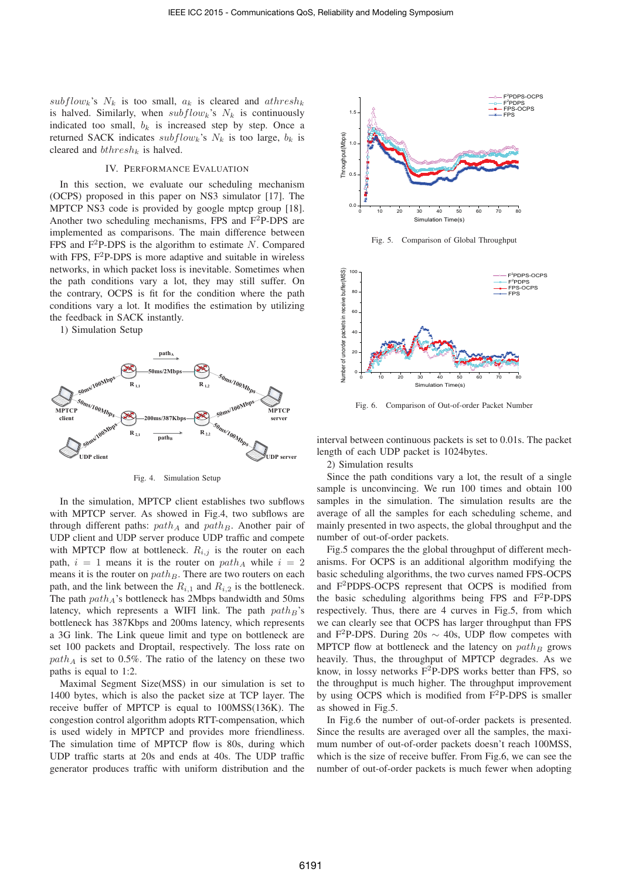$subflow_k$'s $N_k$ is too small, $a_k$ is cleared and $athresh_k$ is halved. Similarly, when $subflow_k$'s $N_k$ is continuously indicated too small, $b_k$ is increased step by step. Once a returned SACK indicates $subflow_k$'s $N_k$ is too large, $b_k$ is cleared and $bthresh_k$ is halved.

## IV. Performance Evaluation

In this section, we evaluate our scheduling mechanism (OCPS) proposed in this paper on NS3 simulator [17]. The MPTCP NS3 code is provided by google mptcp group [18]. Another two scheduling mechanisms, FPS and F$^2$P-DPS are implemented as comparisons. The main difference between FPS and F$^2$P-DPS is the algorithm to estimate $N$. Compared with FPS, F$^2$P-DPS is more adaptive and suitable in wireless networks, in which packet loss is inevitable. Sometimes when the path conditions vary a lot, they may still suffer. On the contrary, OCPS is fit for the condition where the path conditions vary a lot. It modifies the estimation by utilizing the feedback in SACK instantly.

1) Simulation Setup

Fig. 4. Simulation Setup

In the simulation, MPTCP client establishes two subflows with MPTCP server. As showed in Fig.4, two subflows are through different paths: $path_A$ and $path_B$. Another pair of UDP client and UDP server produce UDP traffic and compete with MPTCP flow at bottleneck. $R_{i,j}$ is the router on each path, $i = 1$ means it is the router on $path_A$ while $i = 2$ means it is the router on $path_B$. There are two routers on each path, and the link between the $R_{i,1}$ and $R_{i,2}$ is the bottleneck. The path $path_A$'s bottleneck has 2Mbps bandwidth and 50ms latency, which represents a WIFI link. The path $path_B$'s bottleneck has 387Kbps and 200ms latency, which represents a 3G link. The Link queue limit and type on bottleneck are set 100 packets and Droptail, respectively. The loss rate on $path_A$ is set to 0.5%. The ratio of the latency on these two paths is equal to 1:2.

Maximal Segment Size(MSS) in our simulation is set to 1400 bytes, which is also the packet size at TCP layer. The receive buffer of MPTCP is equal to 100MSS(136K). The congestion control algorithm adopts RTT-compensation, which is used widely in MPTCP and provides more friendliness. The simulation time of MPTCP flow is 80s, during which UDP traffic starts at 20s and ends at 40s. The UDP traffic generator produces traffic with uniform distribution and the interval between continuous packets is set to 0.01s. The packet length of each UDP packet is 1024bytes.

Fig. 5. Comparison of Global Throughput

Fig. 6. Comparison of Out-of-order Packet Number

2) Simulation results

Since the path conditions vary a lot, the result of a single sample is unconvincing. We run 100 times and obtain 100 samples in the simulation. The simulation results are the average of all the samples for each scheduling scheme, and mainly presented in two aspects, the global throughput and the number of out-of-order packets.

Fig.5 compares the the global throughput of different mechanisms. For OCPS is an additional algorithm modifying the basic scheduling algorithms, the two curves named FPS-OCPS and F$^2$PDPS-OCPS represent that OCPS is modified from the basic scheduling algorithms being FPS and F$^2$P-DPS respectively. Thus, there are 4 curves in Fig.5, from which we can clearly see that OCPS has larger throughput than FPS and F$^2$P-DPS. During 20s $\sim$ 40s, UDP flow competes with MPTCP flow at bottleneck and the latency on $path_B$ grows heavily. Thus, the throughput of MPTCP degrades. As we know, in lossy networks F$^2$P-DPS works better than FPS, so the throughput is much higher. The throughput improvement by using OCPS which is modified from F$^2$P-DPS is smaller as showed in Fig.5.

In Fig.6 the number of out-of-order packets is presented. Since the results are averaged over all the samples, the maximum number of out-of-order packets doesn't reach 100MSS, which is the size of receive buffer. From Fig.6, we can see the number of out-of-order packets is much fewer when adopting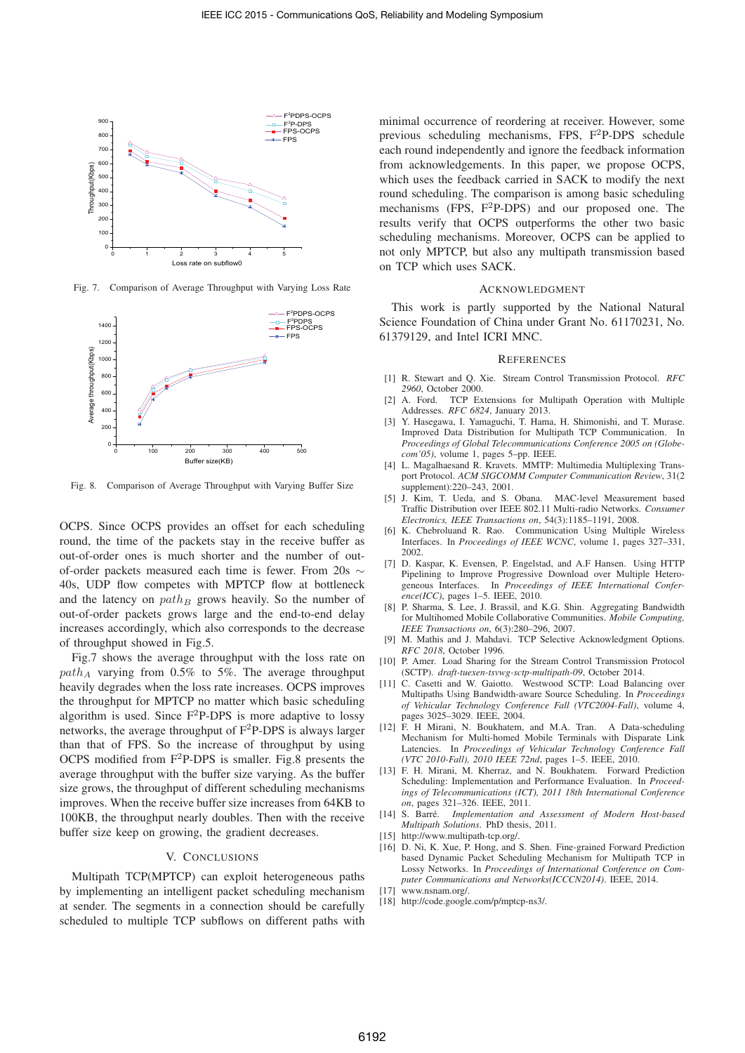F²PDPS-OCPS
F²P-DPS
FPS-OCPS
FPS

Throughput(Kbps)

900
800
700
600
500
400
300
200
100
0

0 1 2 3 4 5

Loss rate on subflow0

Fig. 7. Comparison of Average Throughput with Varying Loss Rate

F²PDPS-OCPS
F²PDPS
FPS-OCPS
FPS

Average throughput(Kbps)

1400
1200
1000
800
600
400
200
0

0 100 200 300 400 500

Buffer size(KB)

Fig. 8. Comparison of Average Throughput with Varying Buffer Size

OCPS. Since OCPS provides an offset for each scheduling round, the time of the packets stay in the receive buffer as out-of-order ones is much shorter and the number of out-of-order packets measured each time is fewer. From 20s $\sim$ 40s, UDP flow competes with MPTCP flow at bottleneck and the latency on $path_B$ grows heavily. So the number of out-of-order packets grows large and the end-to-end delay increases accordingly, which also corresponds to the decrease of throughput showed in Fig.5.

Fig.7 shows the average throughput with the loss rate on $path_A$ varying from 0.5% to 5%. The average throughput heavily degrades when the loss rate increases. OCPS improves the throughput for MPTCP no matter which basic scheduling algorithm is used. Since F$^2$P-DPS is more adaptive to lossy networks, the average throughput of F$^2$P-DPS is always larger than that of FPS. So the increase of throughput by using OCPS modified from F$^2$P-DPS is smaller. Fig.8 presents the average throughput with the buffer size varying. As the buffer size grows, the throughput of different scheduling mechanisms improves. When the receive buffer size increases from 64KB to 100KB, the throughput nearly doubles. Then with the receive buffer size keep on growing, the gradient decreases.

## V. Conclusions

Multipath TCP(MPTCP) can exploit heterogeneous paths by implementing an intelligent packet scheduling mechanism at sender. The segments in a connection should be carefully scheduled to multiple TCP subflows on different paths with minimal occurrence of reordering at receiver. However, some previous scheduling mechanisms, FPS, F$^2$P-DPS schedule each round independently and ignore the feedback information from acknowledgements. In this paper, we propose OCPS, which uses the feedback carried in SACK to modify the next round scheduling. The comparison is among basic scheduling mechanisms (FPS, F$^2$P-DPS) and our proposed one. The results verify that OCPS outperforms the other two basic scheduling mechanisms. Moreover, OCPS can be applied to not only MPTCP, but also any multipath transmission based on TCP which uses SACK.

## Acknowledgment

This work is partly supported by the National Natural Science Foundation of China under Grant No. 61170231, No. 61379129, and Intel ICRI MNC.

## References

[1] R. Stewart and Q. Xie. Stream Control Transmission Protocol. *RFC 2960*, October 2000.

[2] A. Ford. TCP Extensions for Multipath Operation with Multiple Addresses. *RFC 6824*, January 2013.

[3] Y. Hasegawa, I. Yamaguchi, T. Hama, H. Shimonishi, and T. Murase. Improved Data Distribution for Multipath TCP Communication. In *Proceedings of Global Telecommunications Conference 2005 on (Globecom'05)*, volume 1, pages 5–pp. IEEE.

[4] L. Magalhaesand R. Kravets. MMTP: Multimedia Multiplexing Transport Protocol. *ACM SIGCOMM Computer Communication Review*, 31(2 supplement):220–243, 2001.

[5] J. Kim, T. Ueda, and S. Obana. MAC-level Measurement based Traffic Distribution over IEEE 802.11 Multi-radio Networks. *Consumer Electronics, IEEE Transactions on*, 54(3):1185–1191, 2008.

[6] K. Chebroluand R. Rao. Communication Using Multiple Wireless Interfaces. In *Proceedings of IEEE WCNC*, volume 1, pages 327–331, 2002.

[7] D. Kaspar, K. Evensen, P. Engelstad, and A.F Hansen. Using HTTP Pipelining to Improve Progressive Download over Multiple Heterogeneous Interfaces. In *Proceedings of IEEE International Conference(ICC)*, pages 1–5. IEEE, 2010.

[8] P. Sharma, S. Lee, J. Brassil, and K.G. Shin. Aggregating Bandwidth for Multihomed Mobile Collaborative Communities. *Mobile Computing, IEEE Transactions on*, 6(3):280–296, 2007.

[9] M. Mathis and J. Mahdavi. TCP Selective Acknowledgment Options. *RFC 2018*, October 1996.

[10] P. Amer. Load Sharing for the Stream Control Transmission Protocol (SCTP). *draft-tuexen-tsvwg-sctp-multipath-09*, October 2014.

[11] C. Casetti and W. Gaiotto. Westwood SCTP: Load Balancing over Multipaths Using Bandwidth-aware Source Scheduling. In *Proceedings of Vehicular Technology Conference Fall (VTC2004-Fall)*, volume 4, pages 3025–3029. IEEE, 2004.

[12] F. H Mirani, N. Boukhatem, and M.A. Tran. A Data-scheduling Mechanism for Multi-homed Mobile Terminals with Disparate Link Latencies. In *Proceedings of Vehicular Technology Conference Fall (VTC 2010-Fall), 2010 IEEE 72nd*, pages 1–5. IEEE, 2010.

[13] F. H. Mirani, M. Kherraz, and N. Boukhatem. Forward Prediction Scheduling: Implementation and Performance Evaluation. In *Proceedings of Telecommunications (ICT), 2011 18th International Conference on*, pages 321–326. IEEE, 2011.

[14] S. Barré. *Implementation and Assessment of Modern Host-based Multipath Solutions*. PhD thesis, 2011.

[15] http://www.multipath-tcp.org/.

[16] D. Ni, K. Xue, P. Hong, and S. Shen. Fine-grained Forward Prediction based Dynamic Packet Scheduling Mechanism for Multipath TCP in Lossy Networks. In *Proceedings of International Conference on Computer Communications and Networks(ICCCN2014)*. IEEE, 2014.

[17] www.nsnam.org/.

[18] http://code.google.com/p/mptcp-ns3/.